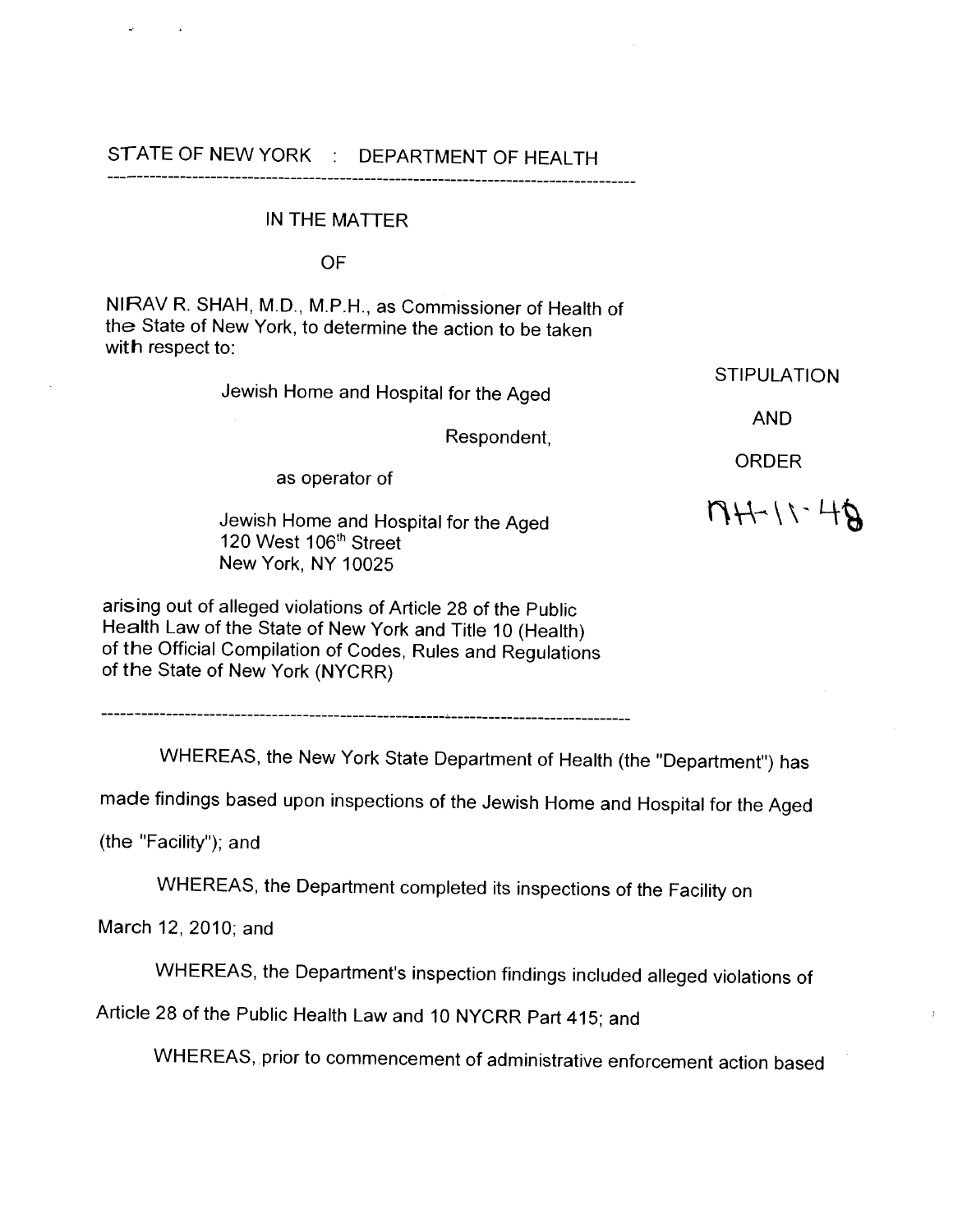STATE OF NEW YORK : DEPARTMENT OF HEALTH

---

IN THE MATTER

OF

NIRAV R. SHAH, M.D., M.P.H., as Commissioner of Health of the State of New York, to determine the action to be taken with respect to:

Jewish Home and Hospital for the Aged

Respondent,

as operator of

Jewish Home and Hospital for the Aged
120 West 106th Street
New York, NY 10025

arising out of alleged violations of Article 28 of the Public Health Law of the State of New York and Title 10 (Health) of the Official Compilation of Codes, Rules and Regulations of the State of New York (NYCRR)

STIPULATION

AND

ORDER

NH-11-48

---

WHEREAS, the New York State Department of Health (the "Department") has made findings based upon inspections of the Jewish Home and Hospital for the Aged (the "Facility"); and

WHEREAS, the Department completed its inspections of the Facility on March 12, 2010; and

WHEREAS, the Department's inspection findings included alleged violations of Article 28 of the Public Health Law and 10 NYCRR Part 415; and

WHEREAS, prior to commencement of administrative enforcement action based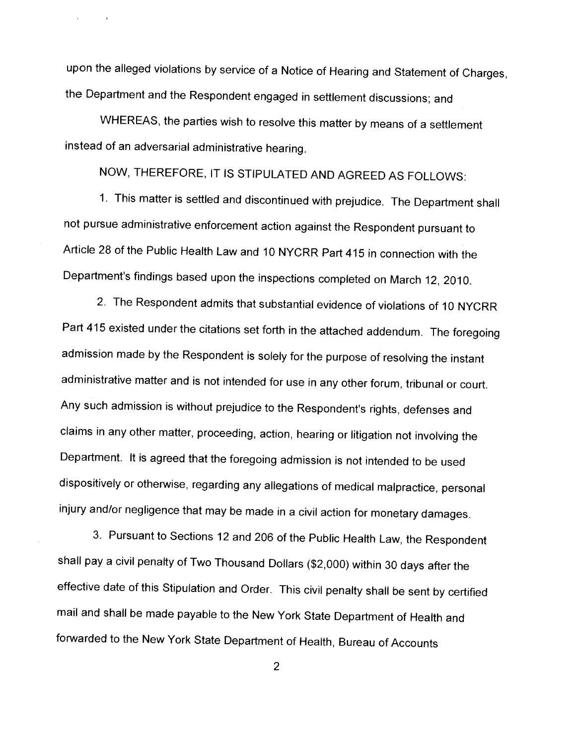upon the alleged violations by service of a Notice of Hearing and Statement of Charges, the Department and the Respondent engaged in settlement discussions; and

WHEREAS, the parties wish to resolve this matter by means of a settlement instead of an adversarial administrative hearing.

NOW, THEREFORE, IT IS STIPULATED AND AGREED AS FOLLOWS:

1. This matter is settled and discontinued with prejudice. The Department shall not pursue administrative enforcement action against the Respondent pursuant to Article 28 of the Public Health Law and 10 NYCRR Part 415 in connection with the Department's findings based upon the inspections completed on March 12, 2010.

2. The Respondent admits that substantial evidence of violations of 10 NYCRR Part 415 existed under the citations set forth in the attached addendum. The foregoing admission made by the Respondent is solely for the purpose of resolving the instant administrative matter and is not intended for use in any other forum, tribunal or court. Any such admission is without prejudice to the Respondent's rights, defenses and claims in any other matter, proceeding, action, hearing or litigation not involving the Department. It is agreed that the foregoing admission is not intended to be used dispositively or otherwise, regarding any allegations of medical malpractice, personal injury and/or negligence that may be made in a civil action for monetary damages.

3. Pursuant to Sections 12 and 206 of the Public Health Law, the Respondent shall pay a civil penalty of Two Thousand Dollars ($2,000) within 30 days after the effective date of this Stipulation and Order. This civil penalty shall be sent by certified mail and shall be made payable to the New York State Department of Health and forwarded to the New York State Department of Health, Bureau of Accounts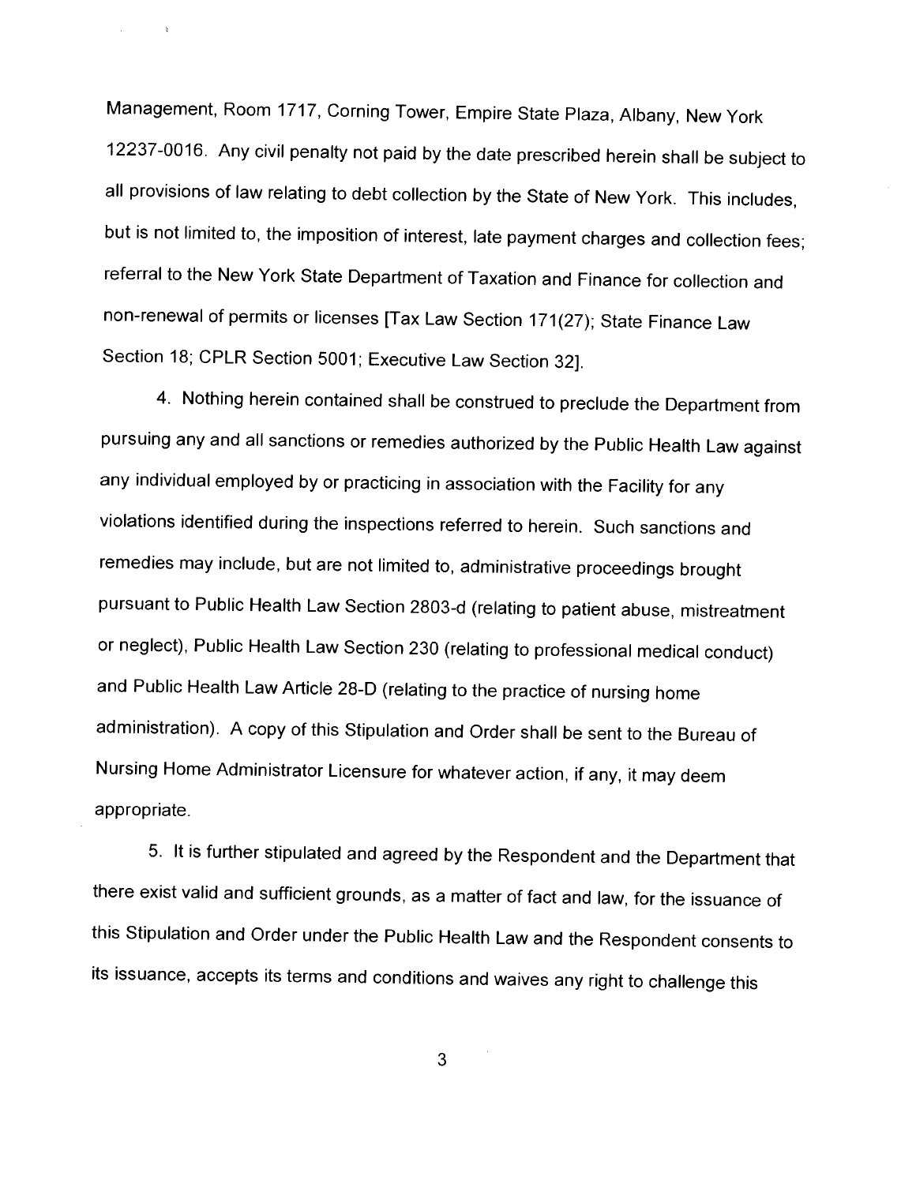Management, Room 1717, Corning Tower, Empire State Plaza, Albany, New York 12237-0016. Any civil penalty not paid by the date prescribed herein shall be subject to all provisions of law relating to debt collection by the State of New York. This includes, but is not limited to, the imposition of interest, late payment charges and collection fees; referral to the New York State Department of Taxation and Finance for collection and non-renewal of permits or licenses [Tax Law Section 171(27); State Finance Law Section 18; CPLR Section 5001; Executive Law Section 32].

4. Nothing herein contained shall be construed to preclude the Department from pursuing any and all sanctions or remedies authorized by the Public Health Law against any individual employed by or practicing in association with the Facility for any violations identified during the inspections referred to herein. Such sanctions and remedies may include, but are not limited to, administrative proceedings brought pursuant to Public Health Law Section 2803-d (relating to patient abuse, mistreatment or neglect), Public Health Law Section 230 (relating to professional medical conduct) and Public Health Law Article 28-D (relating to the practice of nursing home administration). A copy of this Stipulation and Order shall be sent to the Bureau of Nursing Home Administrator Licensure for whatever action, if any, it may deem appropriate.

5. It is further stipulated and agreed by the Respondent and the Department that there exist valid and sufficient grounds, as a matter of fact and law, for the issuance of this Stipulation and Order under the Public Health Law and the Respondent consents to its issuance, accepts its terms and conditions and waives any right to challenge this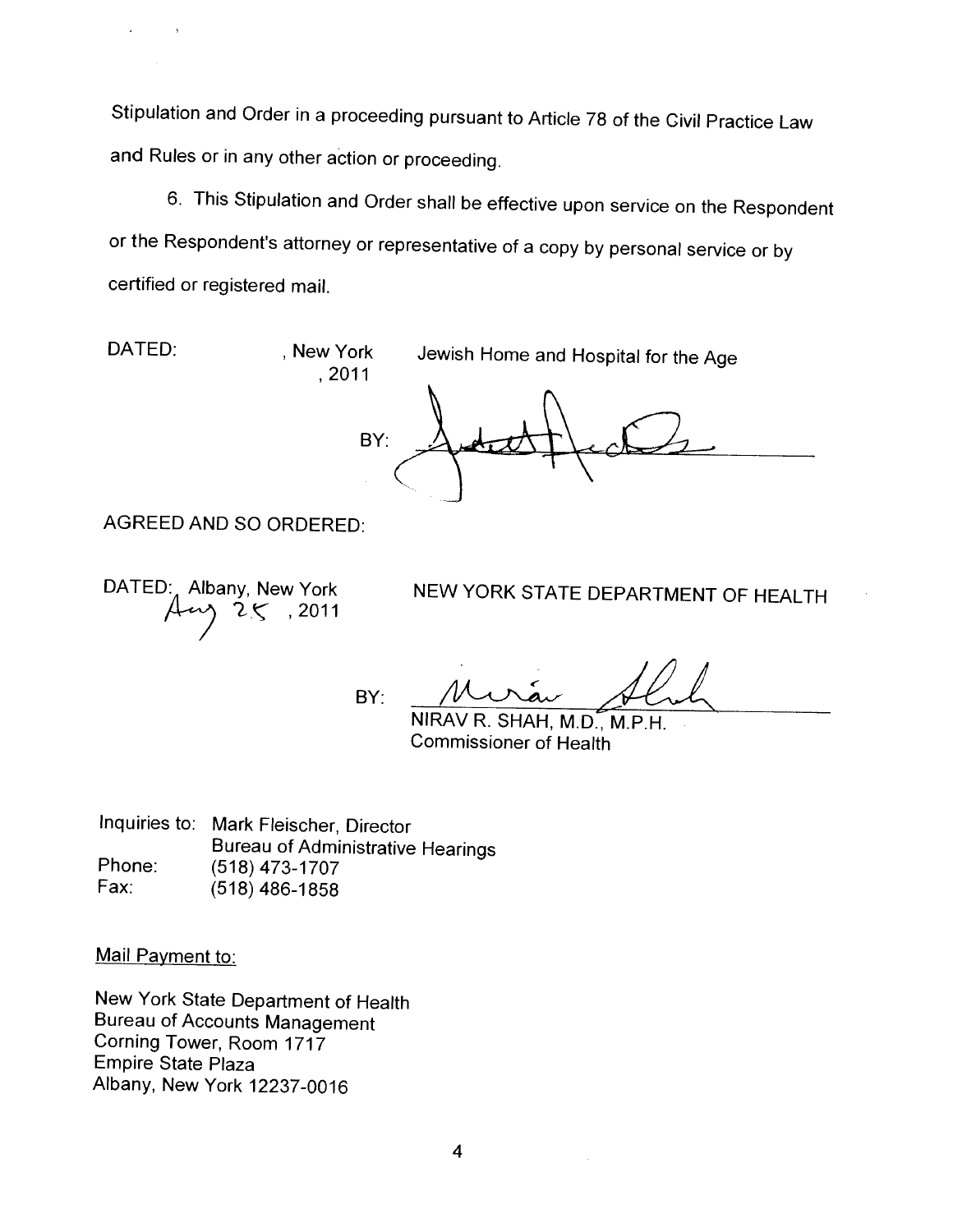Stipulation and Order in a proceeding pursuant to Article 78 of the Civil Practice Law and Rules or in any other action or proceeding.

6. This Stipulation and Order shall be effective upon service on the Respondent or the Respondent's attorney or representative of a copy by personal service or by certified or registered mail.

DATED: , New York
, 2011

Jewish Home and Hospital for the Age

BY: _______________________

AGREED AND SO ORDERED:

DATED: Albany, New York
Aug 25 , 2011

NEW YORK STATE DEPARTMENT OF HEALTH

BY: _______________________
NIRAV R. SHAH, M.D., M.P.H.
Commissioner of Health

Inquiries to: Mark Fleischer, Director
Bureau of Administrative Hearings
Phone: (518) 473-1707
Fax: (518) 486-1858

Mail Payment to:

New York State Department of Health
Bureau of Accounts Management
Corning Tower, Room 1717
Empire State Plaza
Albany, New York 12237-0016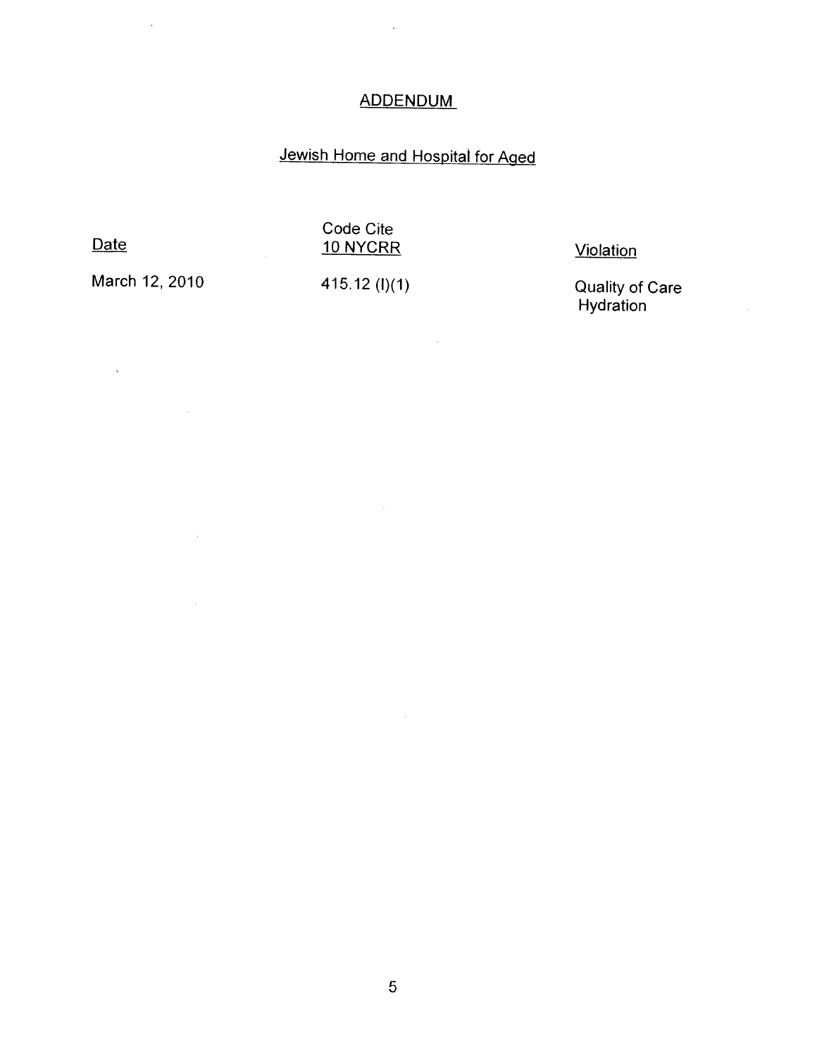## ADDENDUM

### Jewish Home and Hospital for Aged

| Date | Code Cite 10 NYCRR | Violation |
| --- | --- | --- |
| March 12, 2010 | 415.12 (l)(1) | Quality of Care Hydration |